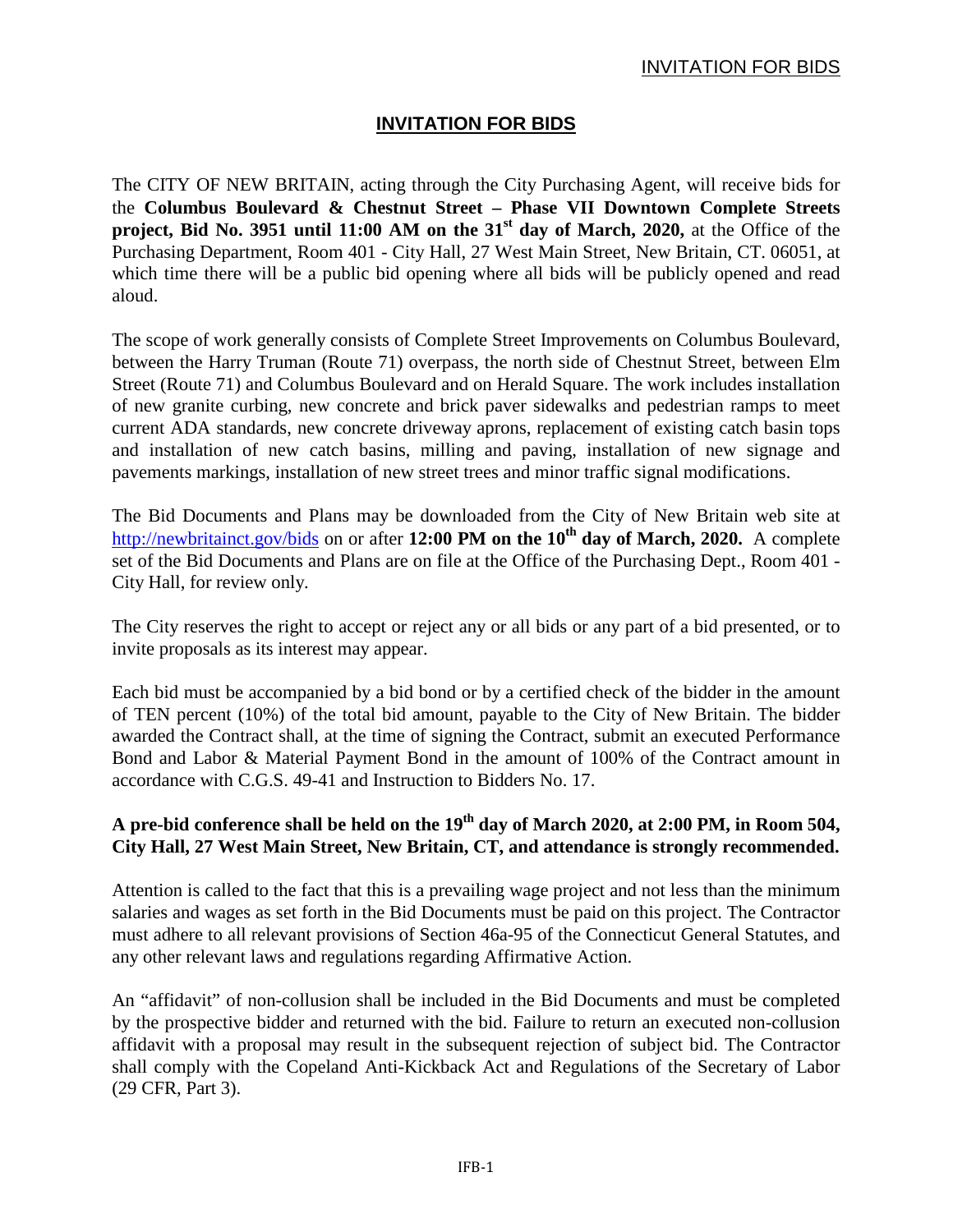# INVITATION FOR BIDS

The CITY OF NEW BRITAIN, acting through the City Purchasing Agent, will receive bids for the **Columbus Boulevard & Chestnut Street – Phase VII Downtown Complete Streets project, Bid No. 3951 until 11:00 AM on the 31st day of March, 2020,** at the Office of the Purchasing Department, Room 401 - City Hall, 27 West Main Street, New Britain, CT. 06051, at which time there will be a public bid opening where all bids will be publicly opened and read aloud.

The scope of work generally consists of Complete Street Improvements on Columbus Boulevard, between the Harry Truman (Route 71) overpass, the north side of Chestnut Street, between Elm Street (Route 71) and Columbus Boulevard and on Herald Square. The work includes installation of new granite curbing, new concrete and brick paver sidewalks and pedestrian ramps to meet current ADA standards, new concrete driveway aprons, replacement of existing catch basin tops and installation of new catch basins, milling and paving, installation of new signage and pavements markings, installation of new street trees and minor traffic signal modifications.

The Bid Documents and Plans may be downloaded from the City of New Britain web site at http://newbritainct.gov/bids on or after **12:00 PM on the 10th day of March, 2020.** A complete set of the Bid Documents and Plans are on file at the Office of the Purchasing Dept., Room 401 - City Hall, for review only.

The City reserves the right to accept or reject any or all bids or any part of a bid presented, or to invite proposals as its interest may appear.

Each bid must be accompanied by a bid bond or by a certified check of the bidder in the amount of TEN percent (10%) of the total bid amount, payable to the City of New Britain. The bidder awarded the Contract shall, at the time of signing the Contract, submit an executed Performance Bond and Labor & Material Payment Bond in the amount of 100% of the Contract amount in accordance with C.G.S. 49-41 and Instruction to Bidders No. 17.

**A pre-bid conference shall be held on the 19th day of March 2020, at 2:00 PM, in Room 504, City Hall, 27 West Main Street, New Britain, CT, and attendance is strongly recommended.**

Attention is called to the fact that this is a prevailing wage project and not less than the minimum salaries and wages as set forth in the Bid Documents must be paid on this project. The Contractor must adhere to all relevant provisions of Section 46a-95 of the Connecticut General Statutes, and any other relevant laws and regulations regarding Affirmative Action.

An "affidavit" of non-collusion shall be included in the Bid Documents and must be completed by the prospective bidder and returned with the bid. Failure to return an executed non-collusion affidavit with a proposal may result in the subsequent rejection of subject bid. The Contractor shall comply with the Copeland Anti-Kickback Act and Regulations of the Secretary of Labor (29 CFR, Part 3).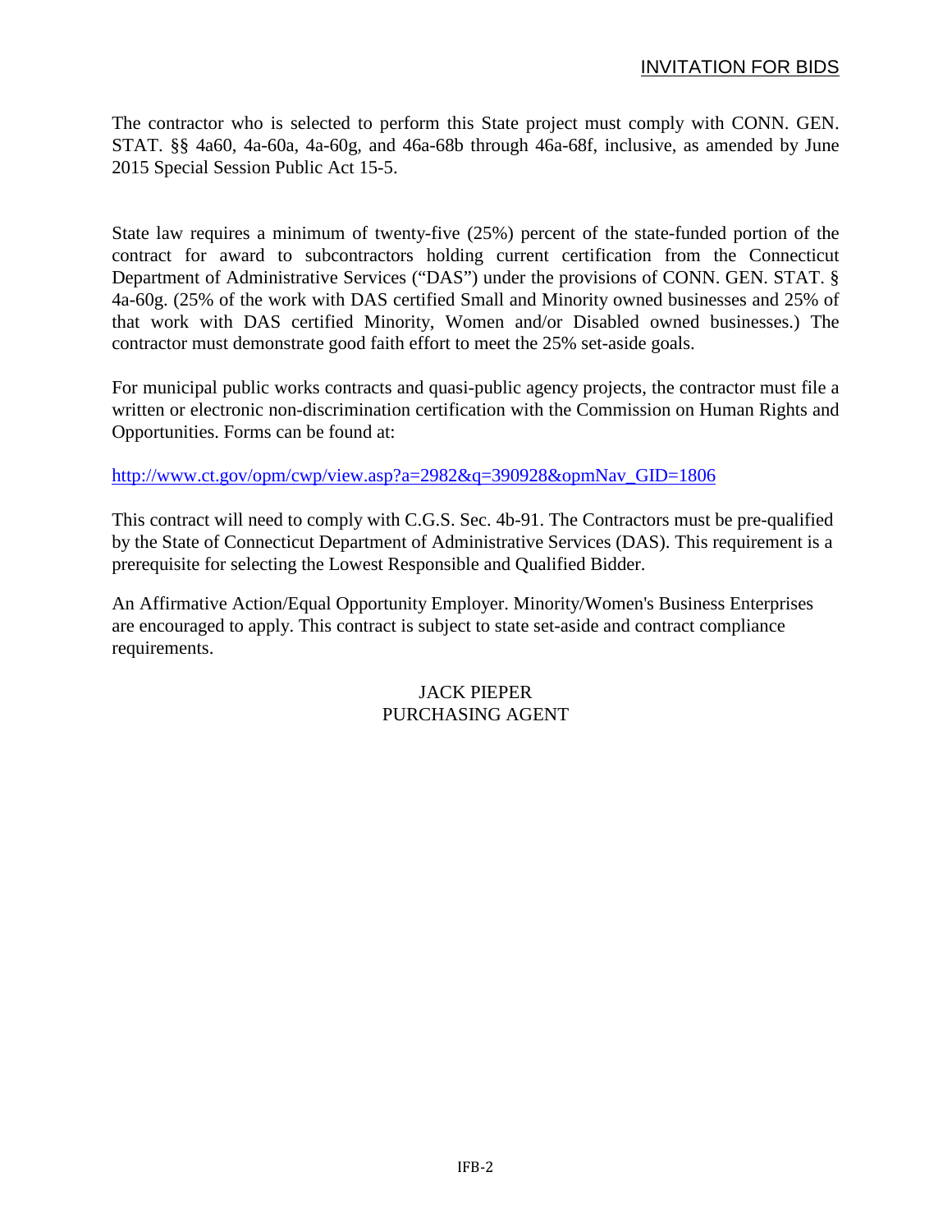The contractor who is selected to perform this State project must comply with CONN. GEN. STAT. §§ 4a60, 4a-60a, 4a-60g, and 46a-68b through 46a-68f, inclusive, as amended by June 2015 Special Session Public Act 15-5.

State law requires a minimum of twenty-five (25%) percent of the state-funded portion of the contract for award to subcontractors holding current certification from the Connecticut Department of Administrative Services ("DAS") under the provisions of CONN. GEN. STAT. § 4a-60g. (25% of the work with DAS certified Small and Minority owned businesses and 25% of that work with DAS certified Minority, Women and/or Disabled owned businesses.) The contractor must demonstrate good faith effort to meet the 25% set-aside goals.

For municipal public works contracts and quasi-public agency projects, the contractor must file a written or electronic non-discrimination certification with the Commission on Human Rights and Opportunities. Forms can be found at:

http://www.ct.gov/opm/cwp/view.asp?a=2982&q=390928&opmNav_GID=1806

This contract will need to comply with C.G.S. Sec. 4b-91. The Contractors must be pre-qualified by the State of Connecticut Department of Administrative Services (DAS). This requirement is a prerequisite for selecting the Lowest Responsible and Qualified Bidder.

An Affirmative Action/Equal Opportunity Employer. Minority/Women's Business Enterprises are encouraged to apply. This contract is subject to state set-aside and contract compliance requirements.

JACK PIEPER
PURCHASING AGENT